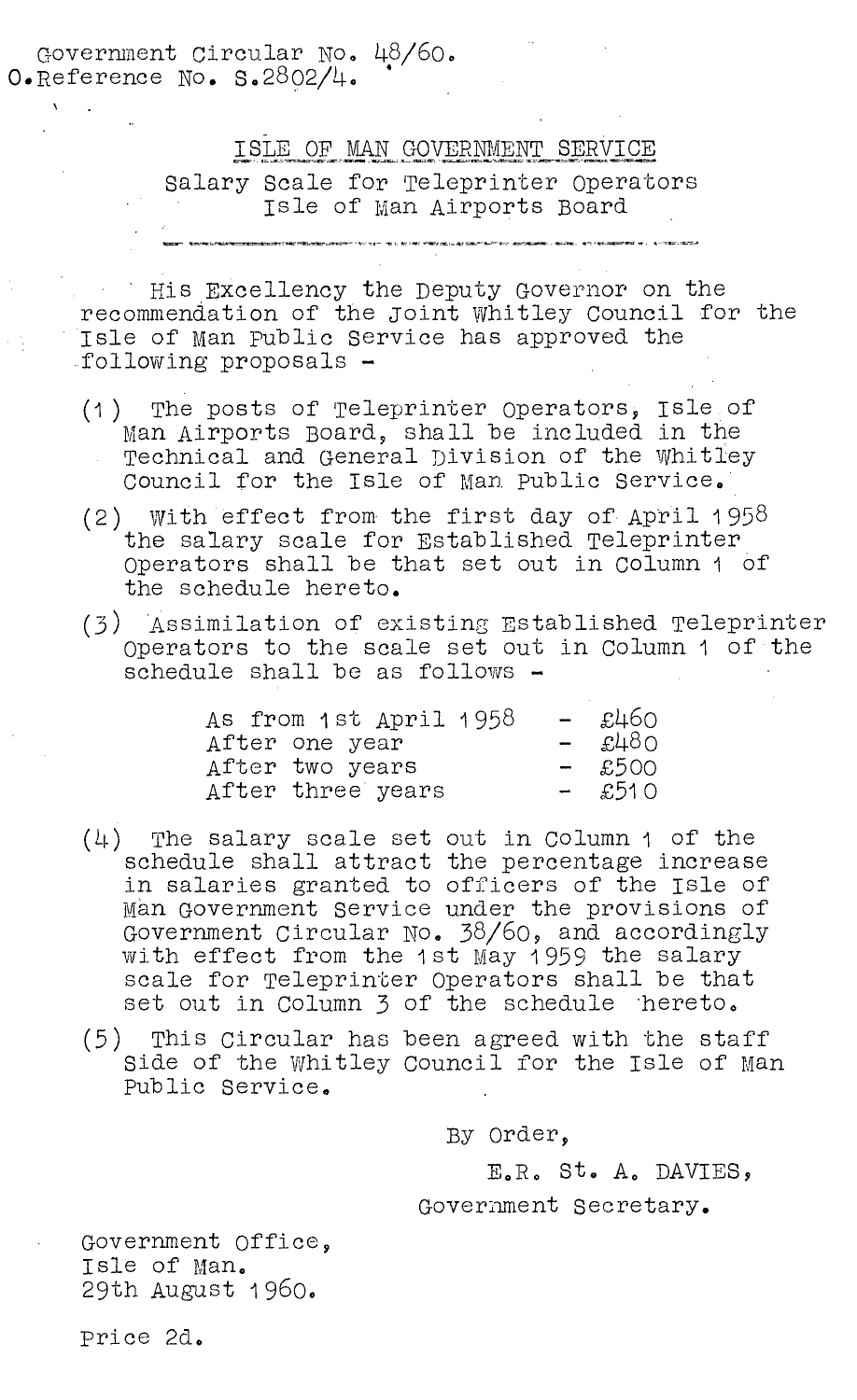Government Circular No. 48/60.
O.Reference No. S.2802/4.

# ISLE OF MAN GOVERNMENT SERVICE

## Salary Scale for Teleprinter Operators Isle of Man Airports Board

His Excellency the Deputy Governor on the recommendation of the Joint Whitley Council for the Isle of Man Public Service has approved the following proposals -

(1) The posts of Teleprinter Operators, Isle of Man Airports Board, shall be included in the Technical and General Division of the Whitley Council for the Isle of Man Public Service.

(2) With effect from the first day of April 1958 the salary scale for Established Teleprinter Operators shall be that set out in Column 1 of the schedule hereto.

(3) Assimilation of existing Established Teleprinter Operators to the scale set out in Column 1 of the schedule shall be as follows -

| | | |
|---|---|---|
| As from 1st April 1958 | - | £460 |
| After one year | - | £480 |
| After two years | - | £500 |
| After three years | - | £510 |

(4) The salary scale set out in Column 1 of the schedule shall attract the percentage increase in salaries granted to officers of the Isle of Man Government Service under the provisions of Government Circular No. 38/60, and accordingly with effect from the 1st May 1959 the salary scale for Teleprinter Operators shall be that set out in Column 3 of the schedule hereto.

(5) This Circular has been agreed with the staff Side of the Whitley Council for the Isle of Man Public Service.

By Order,

E.R. St. A. DAVIES,

Government Secretary.

Government Office,
Isle of Man.
29th August 1960.

Price 2d.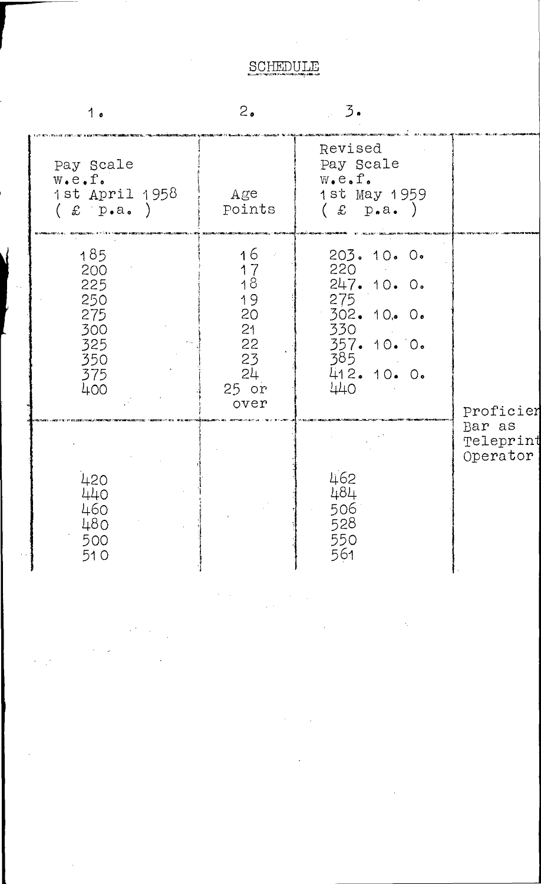# SCHEDULE

| 1. | 2. | 3. | |
|---|---|---|---|
| Pay Scale w.e.f. 1st April 1958 ( £ p.a. ) | Age Points | Revised Pay Scale w.e.f. 1st May 1959 ( £ p.a. ) | |
| 185 | 16 | 203. 10. 0. | |
| 200 | 17 | 220 | |
| 225 | 18 | 247. 10. 0. | |
| 250 | 19 | 275 | |
| 275 | 20 | 302. 10. 0. | |
| 300 | 21 | 330 | |
| 325 | 22 | 357. 10. 0. | |
| 350 | 23 | 385 | |
| 375 | 24 | 412. 10. 0. | |
| 400 | 25 or over | 440 | |
| | | | Proficier Bar as Teleprint Operator |
| 420 | | 462 | |
| 440 | | 484 | |
| 460 | | 506 | |
| 480 | | 528 | |
| 500 | | 550 | |
| 510 | | 561 | |